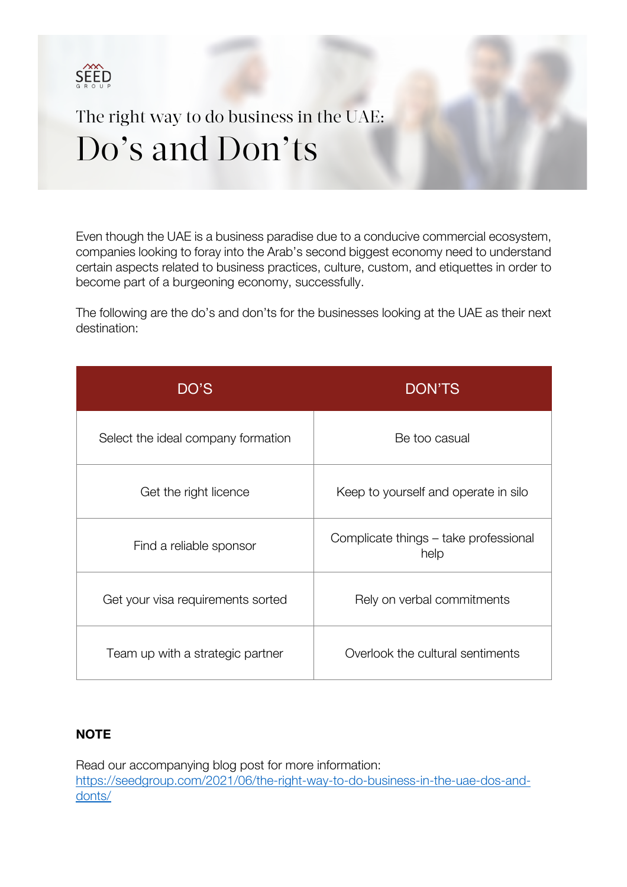SEED GROUP

The right way to do business in the UAE:

# Do's and Don'ts

Even though the UAE is a business paradise due to a conducive commercial ecosystem, companies looking to foray into the Arab's second biggest economy need to understand certain aspects related to business practices, culture, custom, and etiquettes in order to become part of a burgeoning economy, successfully.

The following are the do's and don'ts for the businesses looking at the UAE as their next destination:

| DO'S | DON'TS |
| --- | --- |
| Select the ideal company formation | Be too casual |
| Get the right licence | Keep to yourself and operate in silo |
| Find a reliable sponsor | Complicate things – take professional help |
| Get your visa requirements sorted | Rely on verbal commitments |
| Team up with a strategic partner | Overlook the cultural sentiments |

**NOTE**

Read our accompanying blog post for more information:
https://seedgroup.com/2021/06/the-right-way-to-do-business-in-the-uae-dos-and-donts/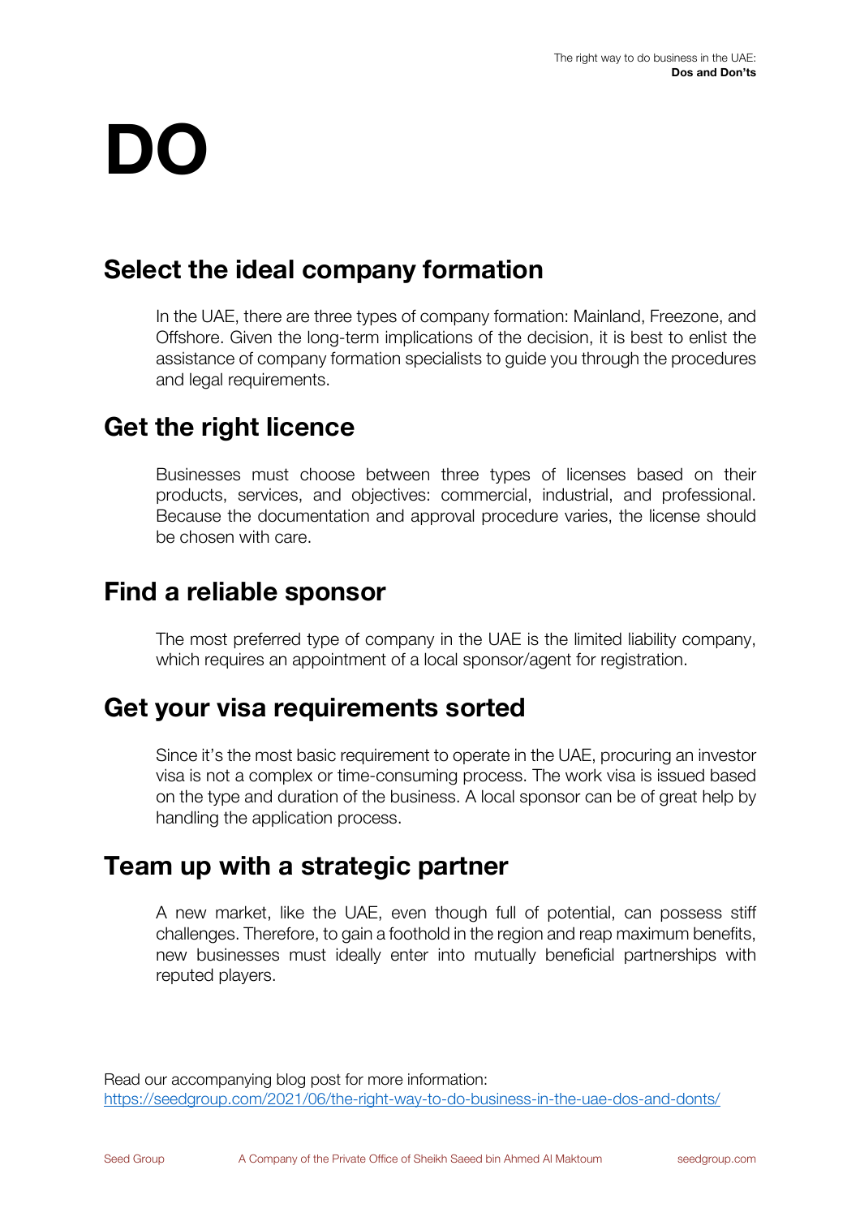# DO

## Select the ideal company formation

In the UAE, there are three types of company formation: Mainland, Freezone, and Offshore. Given the long-term implications of the decision, it is best to enlist the assistance of company formation specialists to guide you through the procedures and legal requirements.

## Get the right licence

Businesses must choose between three types of licenses based on their products, services, and objectives: commercial, industrial, and professional. Because the documentation and approval procedure varies, the license should be chosen with care.

## Find a reliable sponsor

The most preferred type of company in the UAE is the limited liability company, which requires an appointment of a local sponsor/agent for registration.

## Get your visa requirements sorted

Since it's the most basic requirement to operate in the UAE, procuring an investor visa is not a complex or time-consuming process. The work visa is issued based on the type and duration of the business. A local sponsor can be of great help by handling the application process.

## Team up with a strategic partner

A new market, like the UAE, even though full of potential, can possess stiff challenges. Therefore, to gain a foothold in the region and reap maximum benefits, new businesses must ideally enter into mutually beneficial partnerships with reputed players.

Read our accompanying blog post for more information:
https://seedgroup.com/2021/06/the-right-way-to-do-business-in-the-uae-dos-and-donts/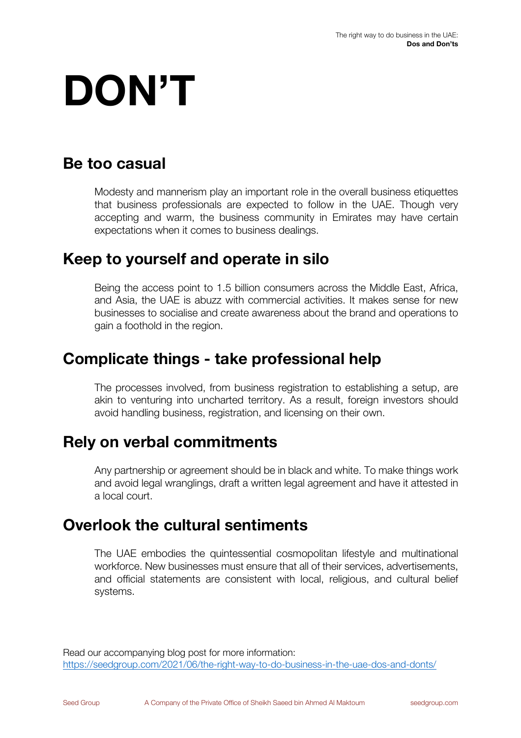# DON'T

## Be too casual

Modesty and mannerism play an important role in the overall business etiquettes that business professionals are expected to follow in the UAE. Though very accepting and warm, the business community in Emirates may have certain expectations when it comes to business dealings.

## Keep to yourself and operate in silo

Being the access point to 1.5 billion consumers across the Middle East, Africa, and Asia, the UAE is abuzz with commercial activities. It makes sense for new businesses to socialise and create awareness about the brand and operations to gain a foothold in the region.

## Complicate things - take professional help

The processes involved, from business registration to establishing a setup, are akin to venturing into uncharted territory. As a result, foreign investors should avoid handling business, registration, and licensing on their own.

## Rely on verbal commitments

Any partnership or agreement should be in black and white. To make things work and avoid legal wranglings, draft a written legal agreement and have it attested in a local court.

## Overlook the cultural sentiments

The UAE embodies the quintessential cosmopolitan lifestyle and multinational workforce. New businesses must ensure that all of their services, advertisements, and official statements are consistent with local, religious, and cultural belief systems.

Read our accompanying blog post for more information:
https://seedgroup.com/2021/06/the-right-way-to-do-business-in-the-uae-dos-and-donts/